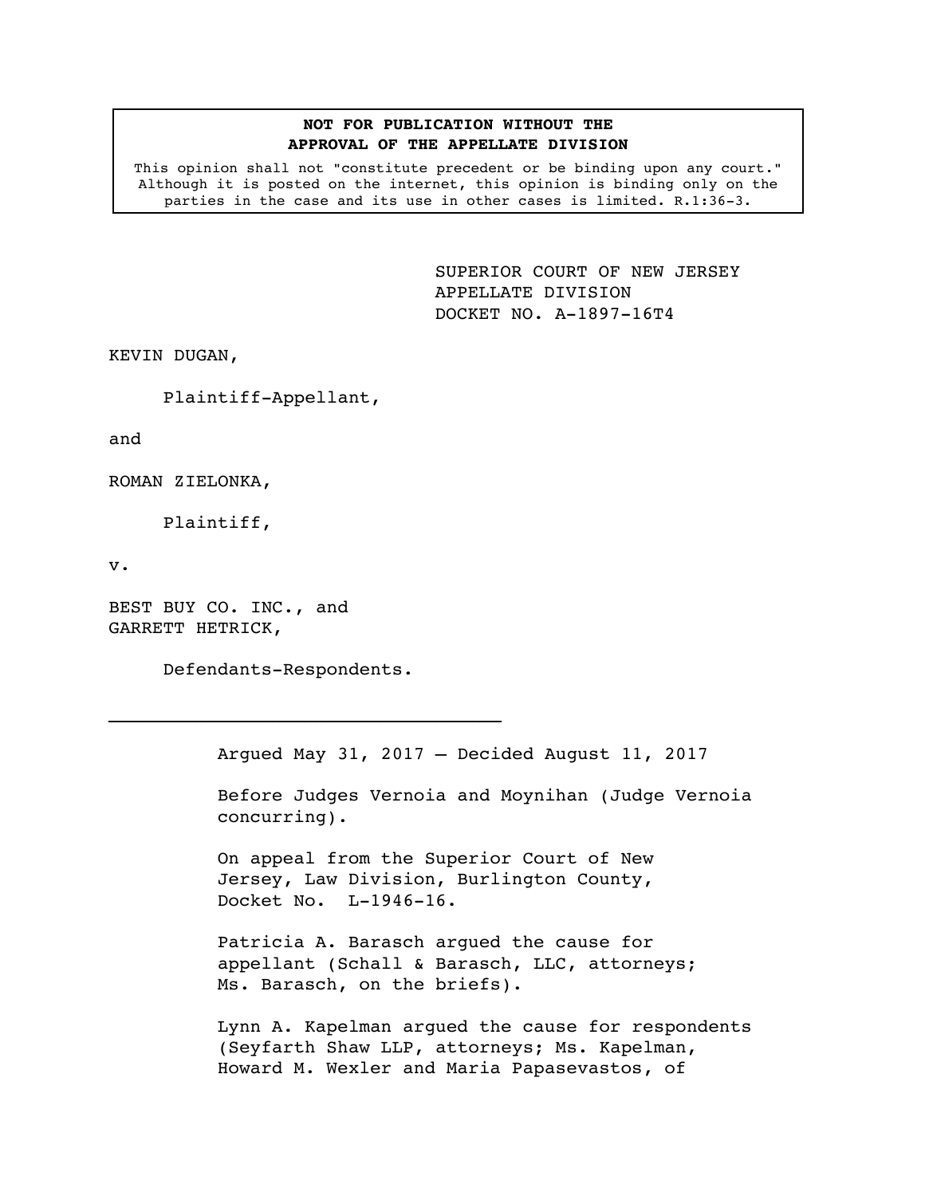**NOT FOR PUBLICATION WITHOUT THE APPROVAL OF THE APPELLATE DIVISION**

This opinion shall not "constitute precedent or be binding upon any court." Although it is posted on the internet, this opinion is binding only on the parties in the case and its use in other cases is limited. R.1:36-3.

SUPERIOR COURT OF NEW JERSEY
APPELLATE DIVISION
DOCKET NO. A-1897-16T4

KEVIN DUGAN,

Plaintiff-Appellant,

and

ROMAN ZIELONKA,

Plaintiff,

v.

BEST BUY CO. INC., and
GARRETT HETRICK,

Defendants-Respondents.

---

Argued May 31, 2017 – Decided August 11, 2017

Before Judges Vernoia and Moynihan (Judge Vernoia concurring).

On appeal from the Superior Court of New Jersey, Law Division, Burlington County, Docket No. L-1946-16.

Patricia A. Barasch argued the cause for appellant (Schall & Barasch, LLC, attorneys; Ms. Barasch, on the briefs).

Lynn A. Kapelman argued the cause for respondents (Seyfarth Shaw LLP, attorneys; Ms. Kapelman, Howard M. Wexler and Maria Papasevastos, of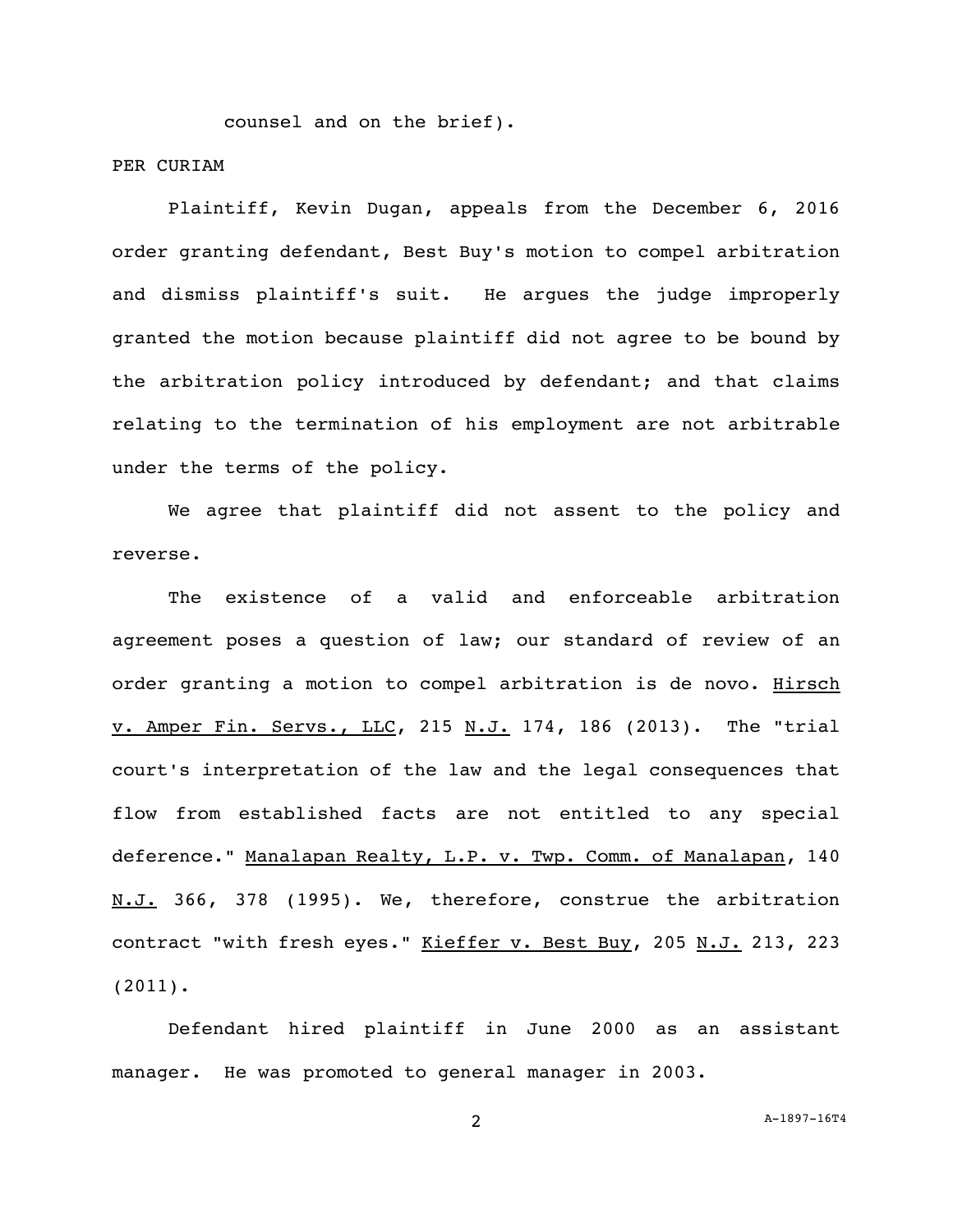counsel and on the brief).

PER CURIAM

Plaintiff, Kevin Dugan, appeals from the December 6, 2016 order granting defendant, Best Buy's motion to compel arbitration and dismiss plaintiff's suit. He argues the judge improperly granted the motion because plaintiff did not agree to be bound by the arbitration policy introduced by defendant; and that claims relating to the termination of his employment are not arbitrable under the terms of the policy.

We agree that plaintiff did not assent to the policy and reverse.

The existence of a valid and enforceable arbitration agreement poses a question of law; our standard of review of an order granting a motion to compel arbitration is de novo. Hirsch v. Amper Fin. Servs., LLC, 215 N.J. 174, 186 (2013). The "trial court's interpretation of the law and the legal consequences that flow from established facts are not entitled to any special deference." Manalapan Realty, L.P. v. Twp. Comm. of Manalapan, 140 N.J. 366, 378 (1995). We, therefore, construe the arbitration contract "with fresh eyes." Kieffer v. Best Buy, 205 N.J. 213, 223 (2011).

Defendant hired plaintiff in June 2000 as an assistant manager. He was promoted to general manager in 2003.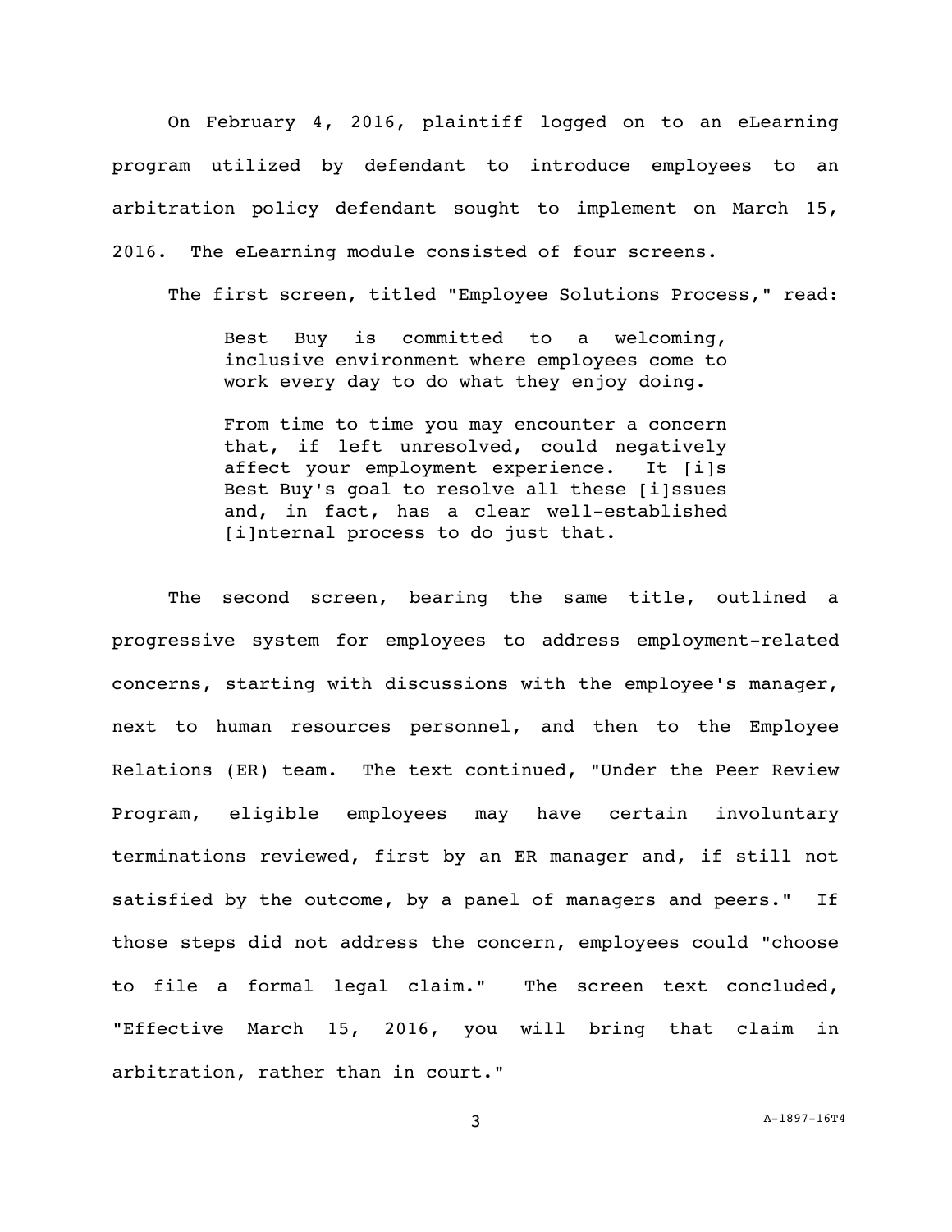On February 4, 2016, plaintiff logged on to an eLearning program utilized by defendant to introduce employees to an arbitration policy defendant sought to implement on March 15, 2016. The eLearning module consisted of four screens.

The first screen, titled "Employee Solutions Process," read:

> Best Buy is committed to a welcoming, inclusive environment where employees come to work every day to do what they enjoy doing.
>
> From time to time you may encounter a concern that, if left unresolved, could negatively affect your employment experience. It [i]s Best Buy's goal to resolve all these [i]ssues and, in fact, has a clear well-established [i]nternal process to do just that.

The second screen, bearing the same title, outlined a progressive system for employees to address employment-related concerns, starting with discussions with the employee's manager, next to human resources personnel, and then to the Employee Relations (ER) team. The text continued, "Under the Peer Review Program, eligible employees may have certain involuntary terminations reviewed, first by an ER manager and, if still not satisfied by the outcome, by a panel of managers and peers." If those steps did not address the concern, employees could "choose to file a formal legal claim." The screen text concluded, "Effective March 15, 2016, you will bring that claim in arbitration, rather than in court."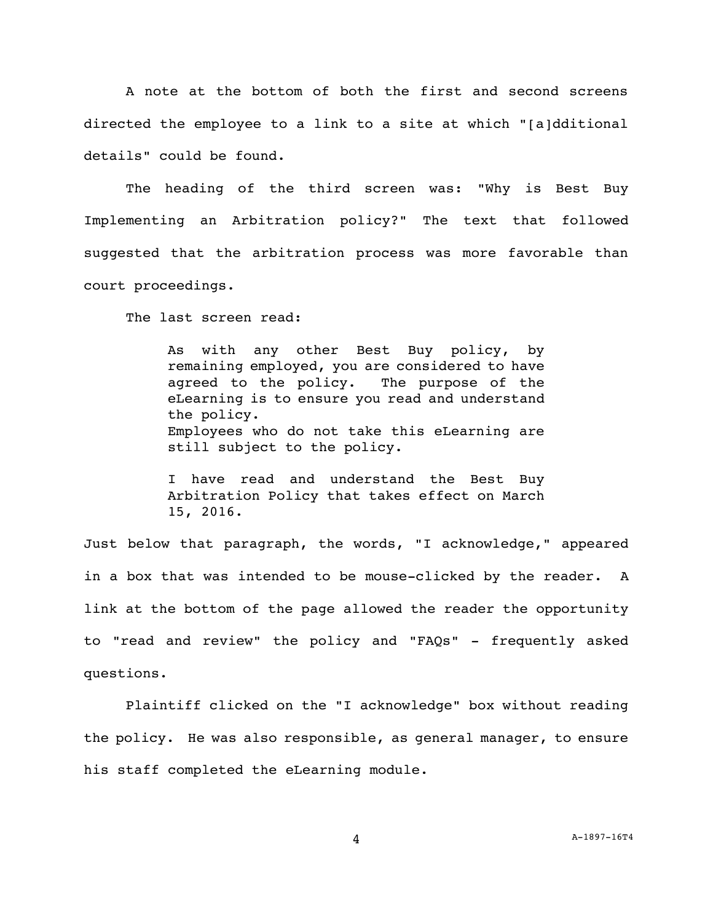A note at the bottom of both the first and second screens directed the employee to a link to a site at which "[a]dditional details" could be found.

The heading of the third screen was: "Why is Best Buy Implementing an Arbitration policy?" The text that followed suggested that the arbitration process was more favorable than court proceedings.

The last screen read:

> As with any other Best Buy policy, by remaining employed, you are considered to have agreed to the policy. The purpose of the eLearning is to ensure you read and understand the policy.
> Employees who do not take this eLearning are still subject to the policy.
>
> I have read and understand the Best Buy Arbitration Policy that takes effect on March 15, 2016.

Just below that paragraph, the words, "I acknowledge," appeared in a box that was intended to be mouse-clicked by the reader. A link at the bottom of the page allowed the reader the opportunity to "read and review" the policy and "FAQs" - frequently asked questions.

Plaintiff clicked on the "I acknowledge" box without reading the policy. He was also responsible, as general manager, to ensure his staff completed the eLearning module.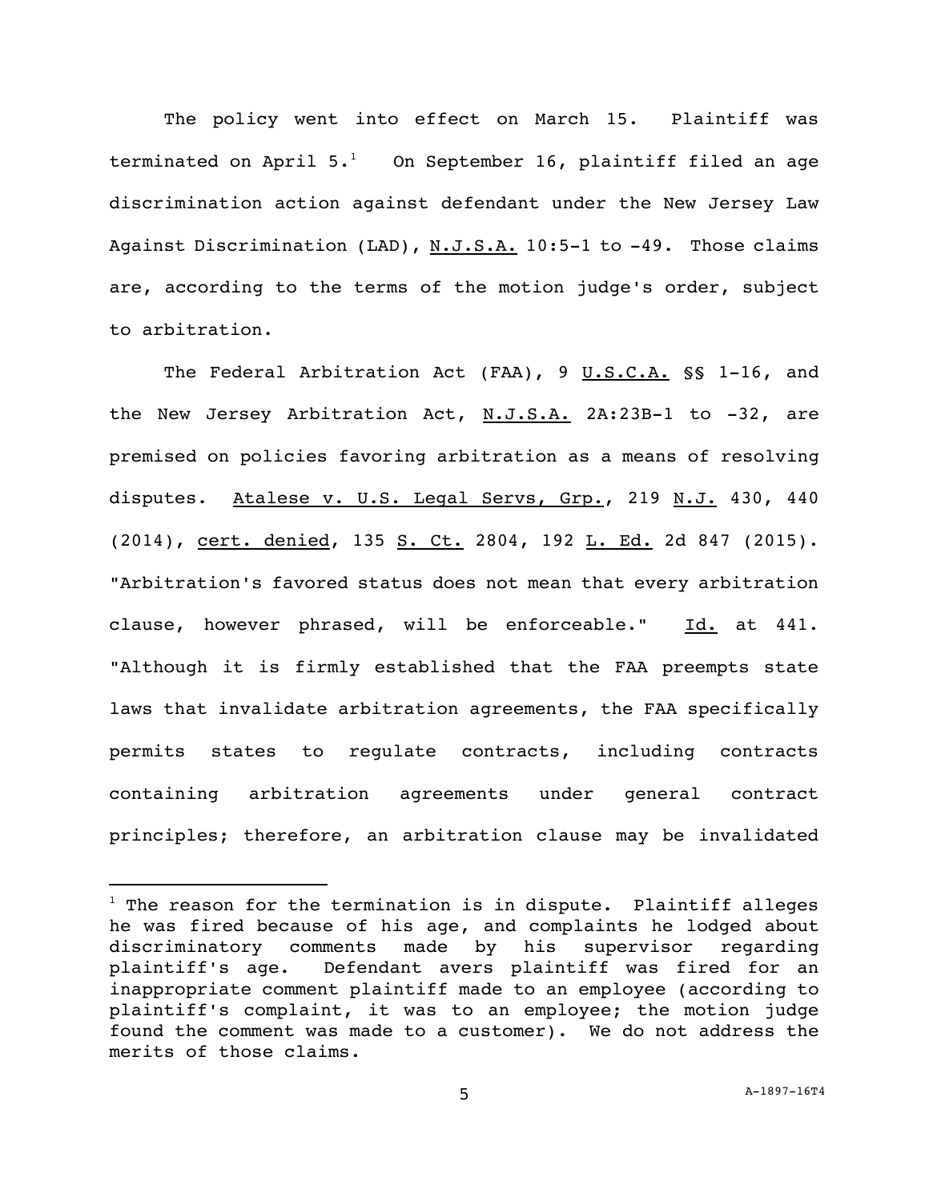The policy went into effect on March 15. Plaintiff was terminated on April 5.[1] On September 16, plaintiff filed an age discrimination action against defendant under the New Jersey Law Against Discrimination (LAD), N.J.S.A. 10:5-1 to -49. Those claims are, according to the terms of the motion judge's order, subject to arbitration.

The Federal Arbitration Act (FAA), 9 U.S.C.A. §§ 1-16, and the New Jersey Arbitration Act, N.J.S.A. 2A:23B-1 to -32, are premised on policies favoring arbitration as a means of resolving disputes. Atalese v. U.S. Legal Servs, Grp., 219 N.J. 430, 440 (2014), cert. denied, 135 S. Ct. 2804, 192 L. Ed. 2d 847 (2015). "Arbitration's favored status does not mean that every arbitration clause, however phrased, will be enforceable." Id. at 441. "Although it is firmly established that the FAA preempts state laws that invalidate arbitration agreements, the FAA specifically permits states to regulate contracts, including contracts containing arbitration agreements under general contract principles; therefore, an arbitration clause may be invalidated

[1] The reason for the termination is in dispute. Plaintiff alleges he was fired because of his age, and complaints he lodged about discriminatory comments made by his supervisor regarding plaintiff's age. Defendant avers plaintiff was fired for an inappropriate comment plaintiff made to an employee (according to plaintiff's complaint, it was to an employee; the motion judge found the comment was made to a customer). We do not address the merits of those claims.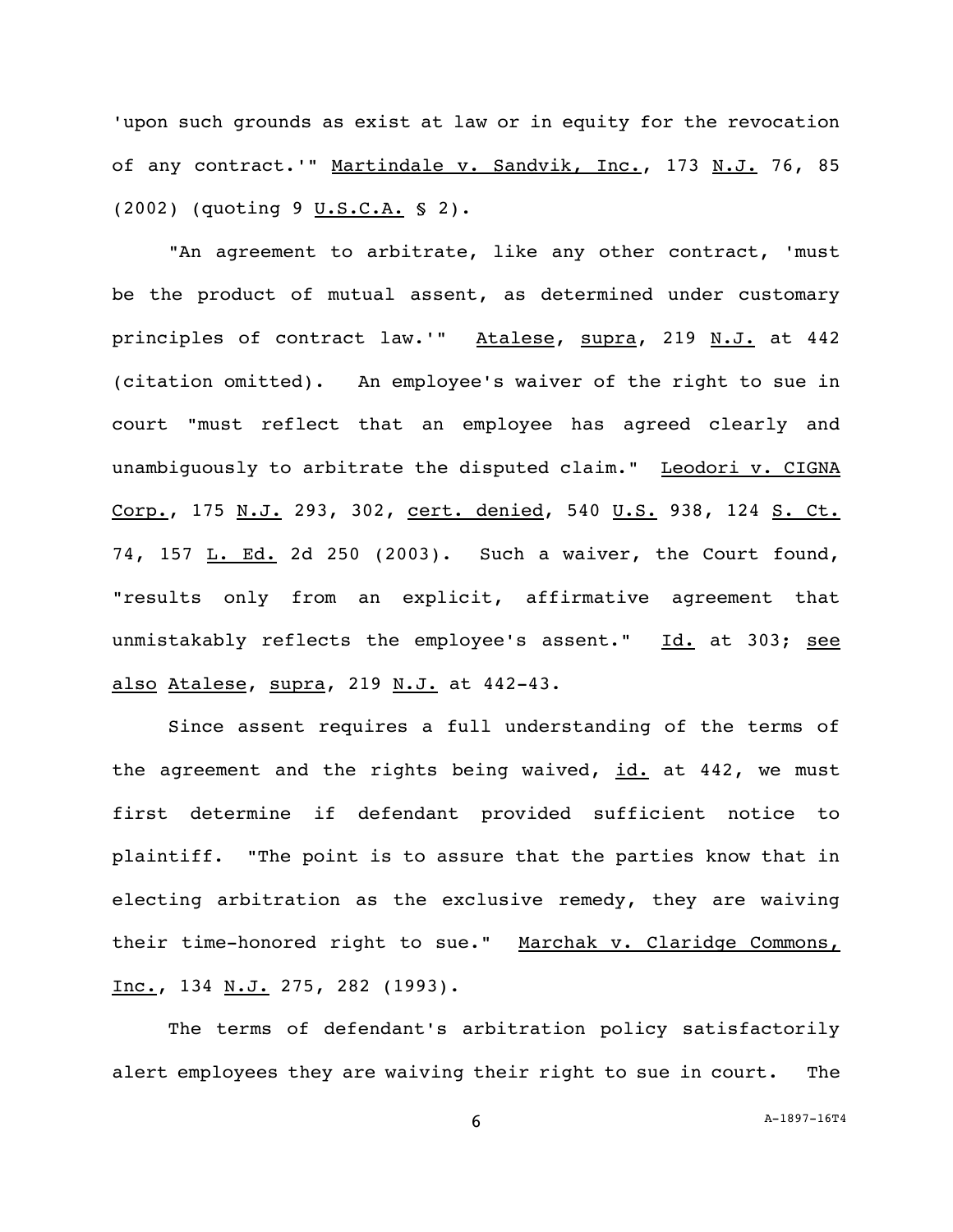'upon such grounds as exist at law or in equity for the revocation of any contract.'" Martindale v. Sandvik, Inc., 173 N.J. 76, 85 (2002) (quoting 9 U.S.C.A. § 2).

"An agreement to arbitrate, like any other contract, 'must be the product of mutual assent, as determined under customary principles of contract law.'" Atalese, supra, 219 N.J. at 442 (citation omitted). An employee's waiver of the right to sue in court "must reflect that an employee has agreed clearly and unambiguously to arbitrate the disputed claim." Leodori v. CIGNA Corp., 175 N.J. 293, 302, cert. denied, 540 U.S. 938, 124 S. Ct. 74, 157 L. Ed. 2d 250 (2003). Such a waiver, the Court found, "results only from an explicit, affirmative agreement that unmistakably reflects the employee's assent." Id. at 303; see also Atalese, supra, 219 N.J. at 442-43.

Since assent requires a full understanding of the terms of the agreement and the rights being waived, id. at 442, we must first determine if defendant provided sufficient notice to plaintiff. "The point is to assure that the parties know that in electing arbitration as the exclusive remedy, they are waiving their time-honored right to sue." Marchak v. Claridge Commons, Inc., 134 N.J. 275, 282 (1993).

The terms of defendant's arbitration policy satisfactorily alert employees they are waiving their right to sue in court. The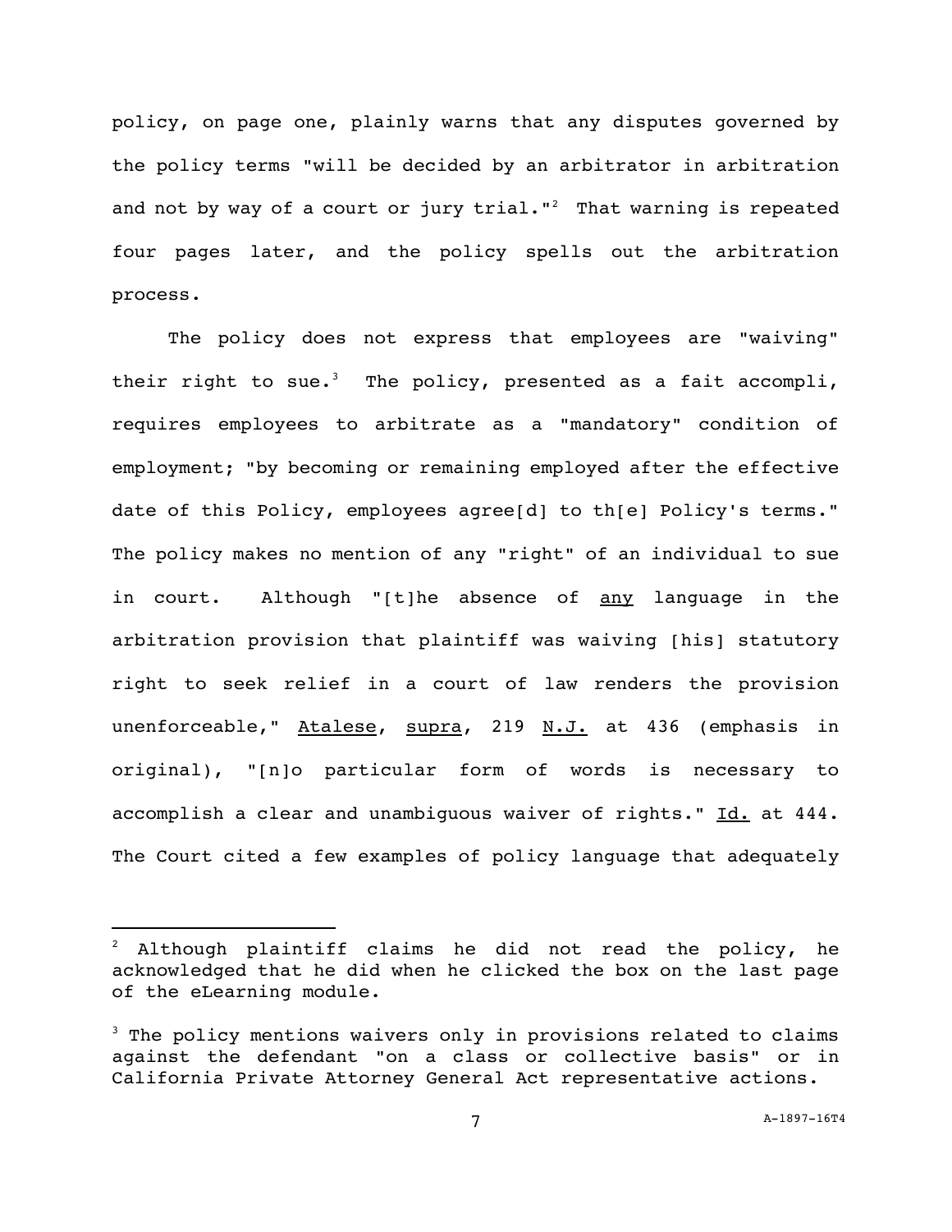policy, on page one, plainly warns that any disputes governed by the policy terms "will be decided by an arbitrator in arbitration and not by way of a court or jury trial."[2] That warning is repeated four pages later, and the policy spells out the arbitration process.

The policy does not express that employees are "waiving" their right to sue.[3] The policy, presented as a fait accompli, requires employees to arbitrate as a "mandatory" condition of employment; "by becoming or remaining employed after the effective date of this Policy, employees agree[d] to th[e] Policy's terms." The policy makes no mention of any "right" of an individual to sue in court. Although "[t]he absence of <u>any</u> language in the arbitration provision that plaintiff was waiving [his] statutory right to seek relief in a court of law renders the provision unenforceable," <u>Atalese</u>, <u>supra</u>, 219 <u>N.J.</u> at 436 (emphasis in original), "[n]o particular form of words is necessary to accomplish a clear and unambiguous waiver of rights." <u>Id.</u> at 444. The Court cited a few examples of policy language that adequately

---

[2] Although plaintiff claims he did not read the policy, he acknowledged that he did when he clicked the box on the last page of the eLearning module.

[3] The policy mentions waivers only in provisions related to claims against the defendant "on a class or collective basis" or in California Private Attorney General Act representative actions.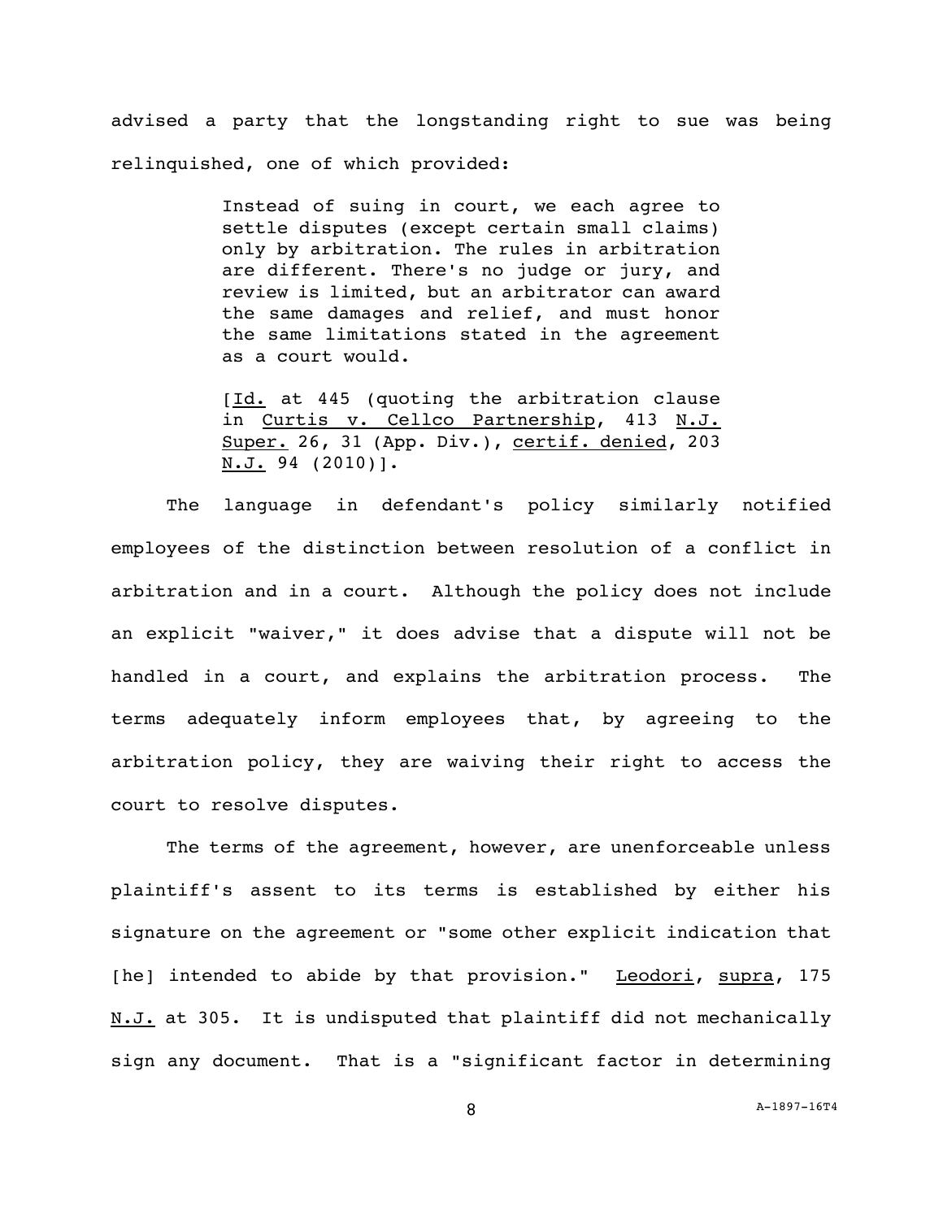advised a party that the longstanding right to sue was being relinquished, one of which provided:

> Instead of suing in court, we each agree to settle disputes (except certain small claims) only by arbitration. The rules in arbitration are different. There's no judge or jury, and review is limited, but an arbitrator can award the same damages and relief, and must honor the same limitations stated in the agreement as a court would.
>
> [<u>Id.</u> at 445 (quoting the arbitration clause in <u>Curtis v. Cellco Partnership</u>, 413 <u>N.J. Super.</u> 26, 31 (App. Div.), <u>certif. denied</u>, 203 <u>N.J.</u> 94 (2010)].

The language in defendant's policy similarly notified employees of the distinction between resolution of a conflict in arbitration and in a court. Although the policy does not include an explicit "waiver," it does advise that a dispute will not be handled in a court, and explains the arbitration process. The terms adequately inform employees that, by agreeing to the arbitration policy, they are waiving their right to access the court to resolve disputes.

The terms of the agreement, however, are unenforceable unless plaintiff's assent to its terms is established by either his signature on the agreement or "some other explicit indication that [he] intended to abide by that provision." <u>Leodori</u>, <u>supra</u>, 175 <u>N.J.</u> at 305. It is undisputed that plaintiff did not mechanically sign any document. That is a "significant factor in determining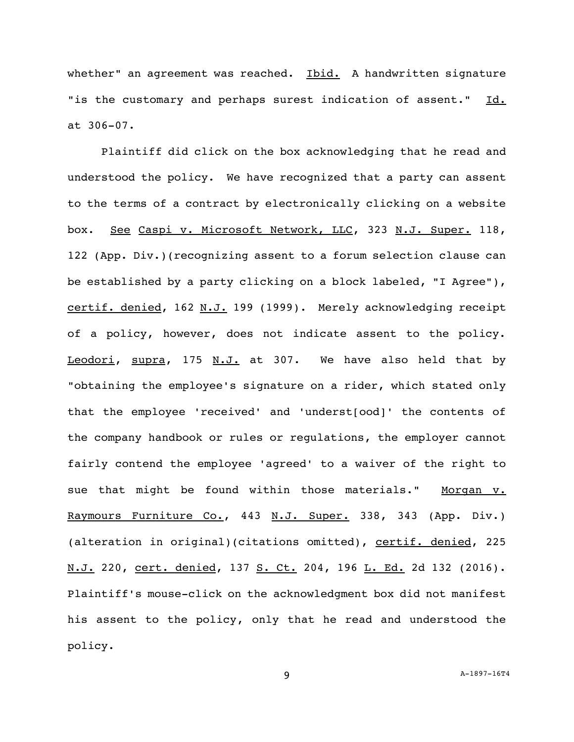whether" an agreement was reached. Ibid. A handwritten signature "is the customary and perhaps surest indication of assent." Id. at 306-07.

Plaintiff did click on the box acknowledging that he read and understood the policy. We have recognized that a party can assent to the terms of a contract by electronically clicking on a website box. See Caspi v. Microsoft Network, LLC, 323 N.J. Super. 118, 122 (App. Div.)(recognizing assent to a forum selection clause can be established by a party clicking on a block labeled, "I Agree"), certif. denied, 162 N.J. 199 (1999). Merely acknowledging receipt of a policy, however, does not indicate assent to the policy. Leodori, supra, 175 N.J. at 307. We have also held that by "obtaining the employee's signature on a rider, which stated only that the employee 'received' and 'underst[ood]' the contents of the company handbook or rules or regulations, the employer cannot fairly contend the employee 'agreed' to a waiver of the right to sue that might be found within those materials." Morgan v. Raymours Furniture Co., 443 N.J. Super. 338, 343 (App. Div.) (alteration in original)(citations omitted), certif. denied, 225 N.J. 220, cert. denied, 137 S. Ct. 204, 196 L. Ed. 2d 132 (2016). Plaintiff's mouse-click on the acknowledgment box did not manifest his assent to the policy, only that he read and understood the policy.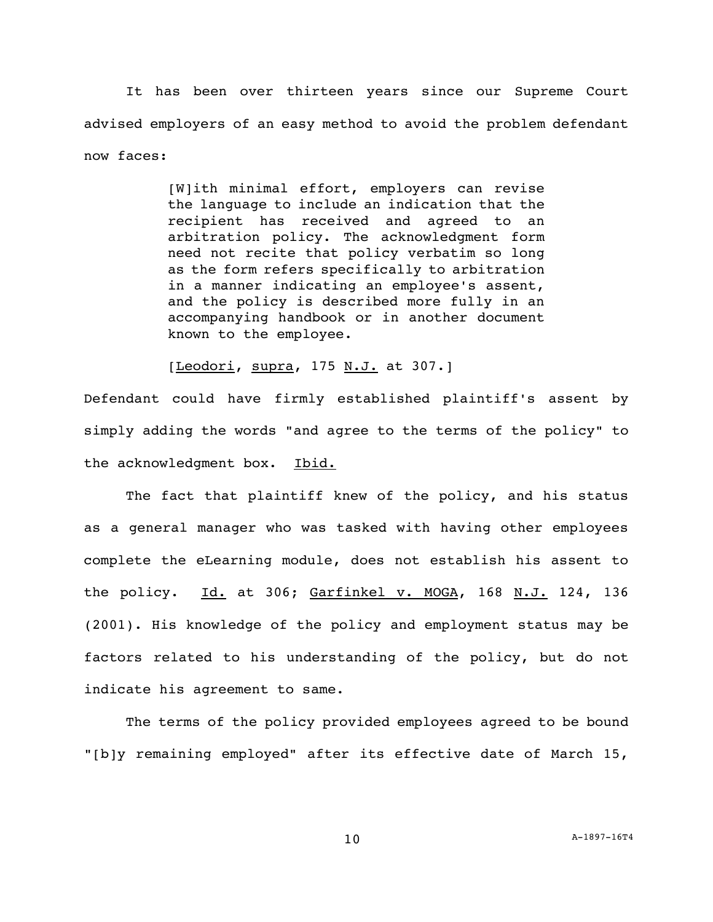It has been over thirteen years since our Supreme Court advised employers of an easy method to avoid the problem defendant now faces:

> [W]ith minimal effort, employers can revise the language to include an indication that the recipient has received and agreed to an arbitration policy. The acknowledgment form need not recite that policy verbatim so long as the form refers specifically to arbitration in a manner indicating an employee's assent, and the policy is described more fully in an accompanying handbook or in another document known to the employee.
>
> [Leodori, supra, 175 N.J. at 307.]

Defendant could have firmly established plaintiff's assent by simply adding the words "and agree to the terms of the policy" to the acknowledgment box. Ibid.

The fact that plaintiff knew of the policy, and his status as a general manager who was tasked with having other employees complete the eLearning module, does not establish his assent to the policy. Id. at 306; Garfinkel v. MOGA, 168 N.J. 124, 136 (2001). His knowledge of the policy and employment status may be factors related to his understanding of the policy, but do not indicate his agreement to same.

The terms of the policy provided employees agreed to be bound "[b]y remaining employed" after its effective date of March 15,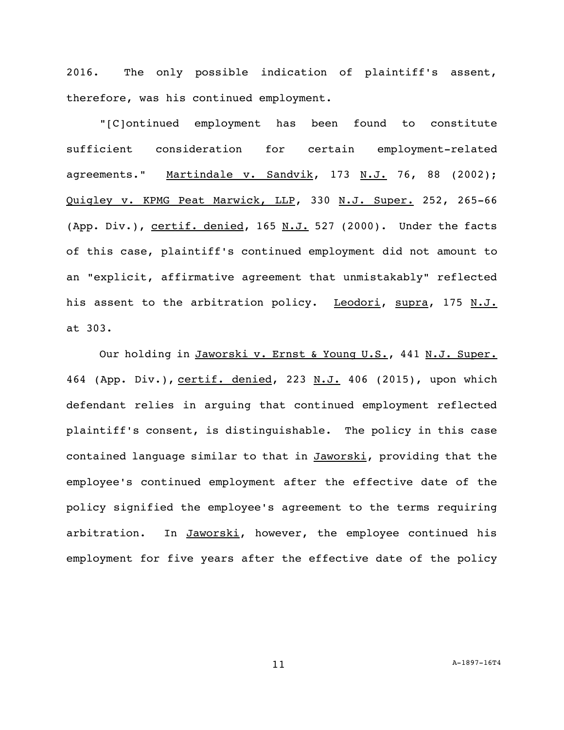2016. The only possible indication of plaintiff's assent, therefore, was his continued employment.

"[C]ontinued employment has been found to constitute sufficient consideration for certain employment-related agreements." Martindale v. Sandvik, 173 N.J. 76, 88 (2002); Quigley v. KPMG Peat Marwick, LLP, 330 N.J. Super. 252, 265-66 (App. Div.), certif. denied, 165 N.J. 527 (2000). Under the facts of this case, plaintiff's continued employment did not amount to an "explicit, affirmative agreement that unmistakably" reflected his assent to the arbitration policy. Leodori, supra, 175 N.J. at 303.

Our holding in Jaworski v. Ernst & Young U.S., 441 N.J. Super. 464 (App. Div.), certif. denied, 223 N.J. 406 (2015), upon which defendant relies in arguing that continued employment reflected plaintiff's consent, is distinguishable. The policy in this case contained language similar to that in Jaworski, providing that the employee's continued employment after the effective date of the policy signified the employee's agreement to the terms requiring arbitration. In Jaworski, however, the employee continued his employment for five years after the effective date of the policy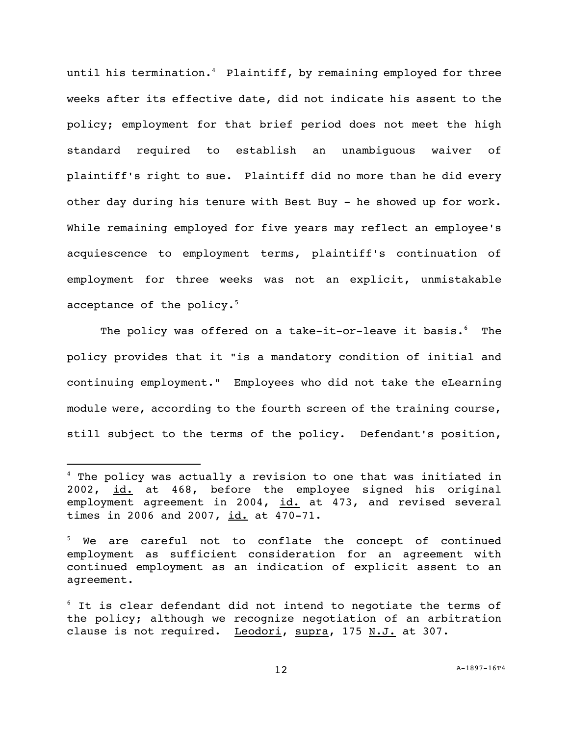until his termination.[4] Plaintiff, by remaining employed for three weeks after its effective date, did not indicate his assent to the policy; employment for that brief period does not meet the high standard required to establish an unambiguous waiver of plaintiff's right to sue. Plaintiff did no more than he did every other day during his tenure with Best Buy - he showed up for work. While remaining employed for five years may reflect an employee's acquiescence to employment terms, plaintiff's continuation of employment for three weeks was not an explicit, unmistakable acceptance of the policy.[5]

The policy was offered on a take-it-or-leave it basis.[6] The policy provides that it "is a mandatory condition of initial and continuing employment." Employees who did not take the eLearning module were, according to the fourth screen of the training course, still subject to the terms of the policy. Defendant's position,

---

[4] The policy was actually a revision to one that was initiated in 2002, id. at 468, before the employee signed his original employment agreement in 2004, id. at 473, and revised several times in 2006 and 2007, id. at 470-71.

[5] We are careful not to conflate the concept of continued employment as sufficient consideration for an agreement with continued employment as an indication of explicit assent to an agreement.

[6] It is clear defendant did not intend to negotiate the terms of the policy; although we recognize negotiation of an arbitration clause is not required. Leodori, supra, 175 N.J. at 307.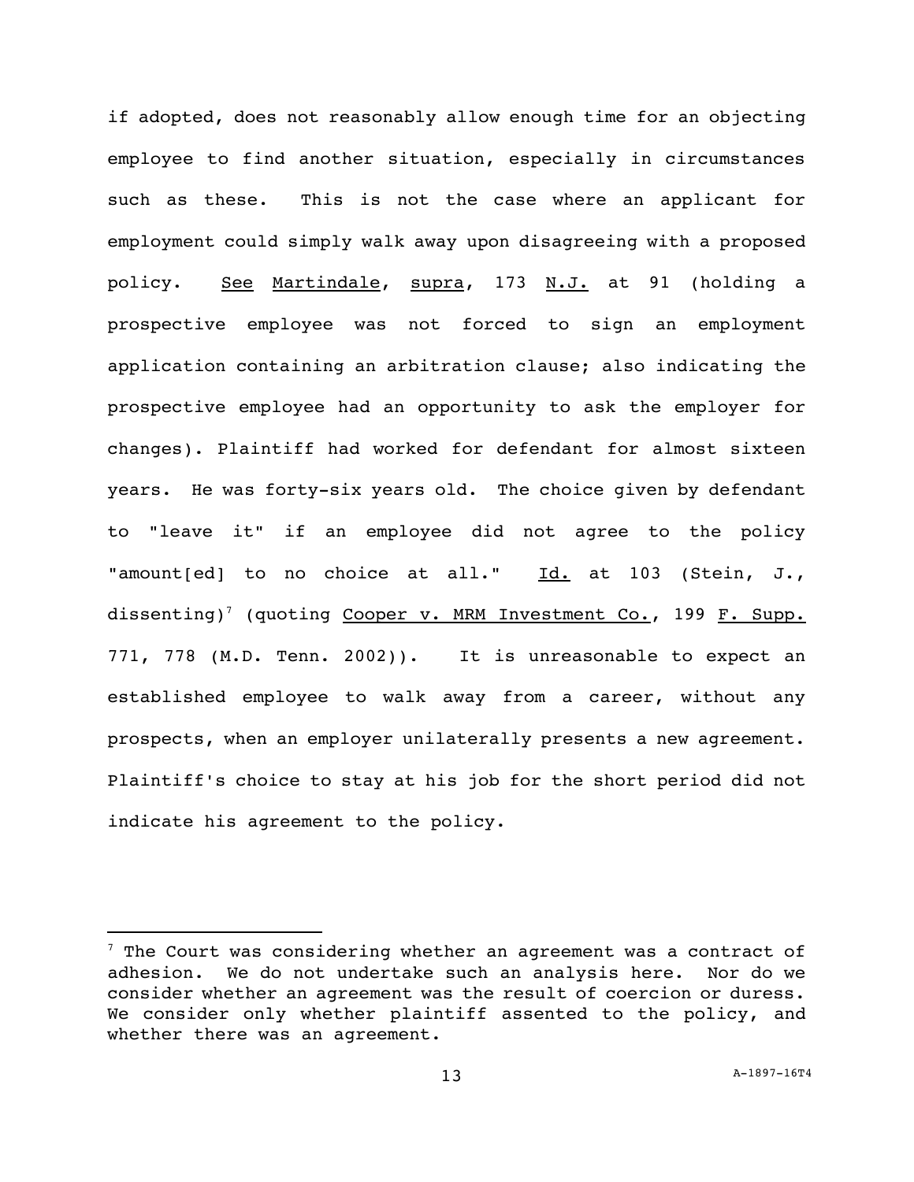if adopted, does not reasonably allow enough time for an objecting employee to find another situation, especially in circumstances such as these. This is not the case where an applicant for employment could simply walk away upon disagreeing with a proposed policy. See Martindale, supra, 173 N.J. at 91 (holding a prospective employee was not forced to sign an employment application containing an arbitration clause; also indicating the prospective employee had an opportunity to ask the employer for changes). Plaintiff had worked for defendant for almost sixteen years. He was forty-six years old. The choice given by defendant to "leave it" if an employee did not agree to the policy "amount[ed] to no choice at all." Id. at 103 (Stein, J., dissenting)[7] (quoting Cooper v. MRM Investment Co., 199 F. Supp. 771, 778 (M.D. Tenn. 2002)). It is unreasonable to expect an established employee to walk away from a career, without any prospects, when an employer unilaterally presents a new agreement. Plaintiff's choice to stay at his job for the short period did not indicate his agreement to the policy.

[7] The Court was considering whether an agreement was a contract of adhesion. We do not undertake such an analysis here. Nor do we consider whether an agreement was the result of coercion or duress. We consider only whether plaintiff assented to the policy, and whether there was an agreement.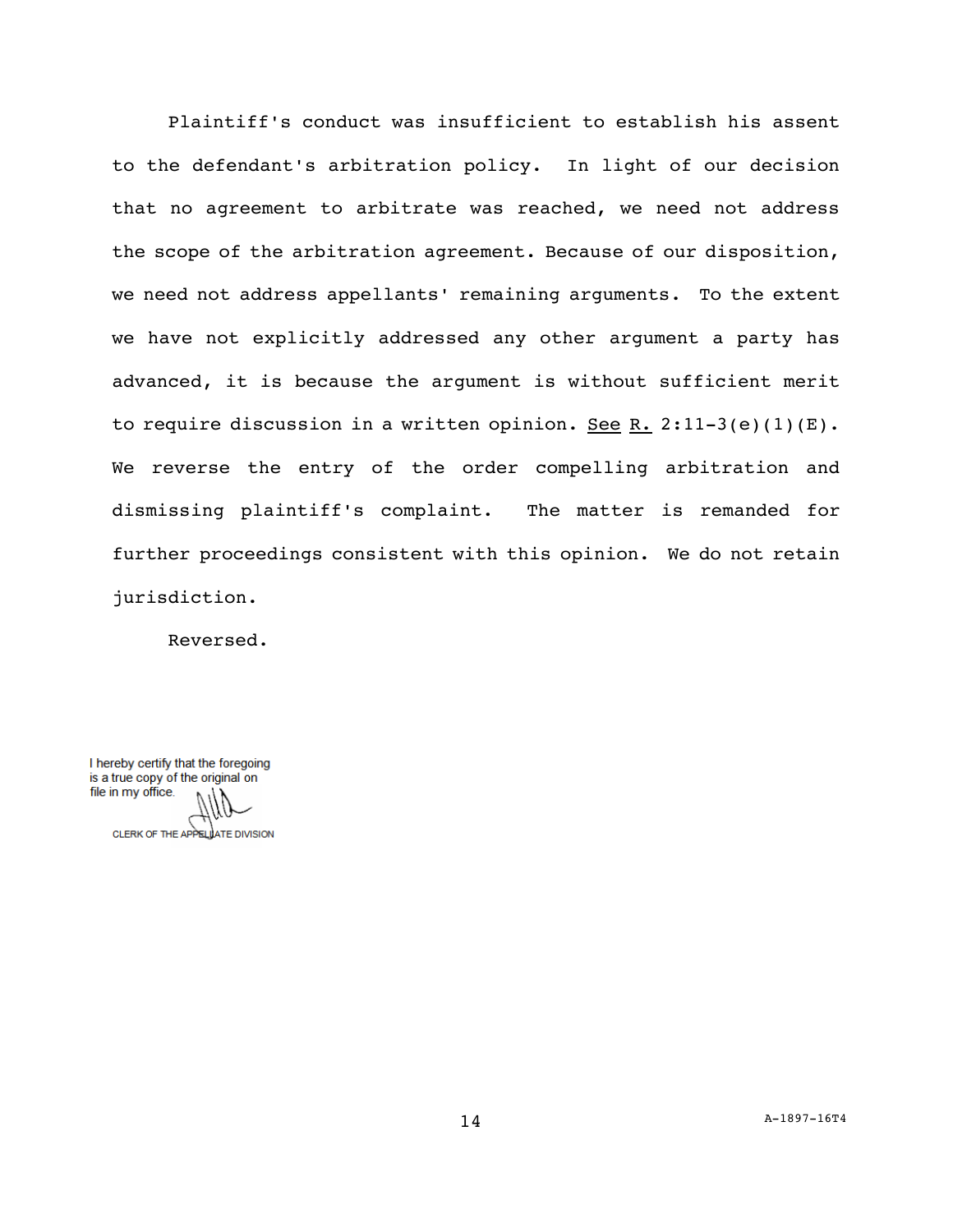Plaintiff's conduct was insufficient to establish his assent to the defendant's arbitration policy. In light of our decision that no agreement to arbitrate was reached, we need not address the scope of the arbitration agreement. Because of our disposition, we need not address appellants' remaining arguments. To the extent we have not explicitly addressed any other argument a party has advanced, it is because the argument is without sufficient merit to require discussion in a written opinion. See R. 2:11-3(e)(1)(E). We reverse the entry of the order compelling arbitration and dismissing plaintiff's complaint. The matter is remanded for further proceedings consistent with this opinion. We do not retain jurisdiction.

Reversed.

I hereby certify that the foregoing is a true copy of the original on file in my office.

CLERK OF THE APPELLATE DIVISION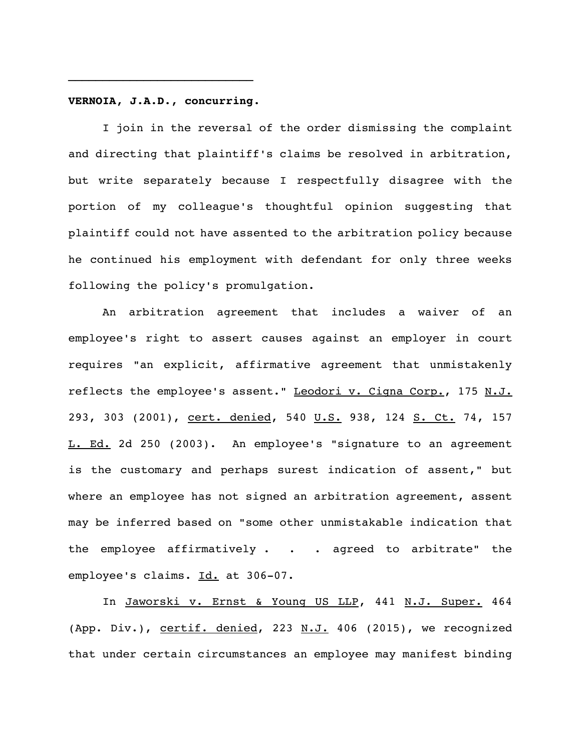---

**VERNOIA, J.A.D., concurring.**

I join in the reversal of the order dismissing the complaint and directing that plaintiff's claims be resolved in arbitration, but write separately because I respectfully disagree with the portion of my colleague's thoughtful opinion suggesting that plaintiff could not have assented to the arbitration policy because he continued his employment with defendant for only three weeks following the policy's promulgation.

An arbitration agreement that includes a waiver of an employee's right to assert causes against an employer in court requires "an explicit, affirmative agreement that unmistakenly reflects the employee's assent." Leodori v. Cigna Corp., 175 N.J. 293, 303 (2001), cert. denied, 540 U.S. 938, 124 S. Ct. 74, 157 L. Ed. 2d 250 (2003). An employee's "signature to an agreement is the customary and perhaps surest indication of assent," but where an employee has not signed an arbitration agreement, assent may be inferred based on "some other unmistakable indication that the employee affirmatively . . . agreed to arbitrate" the employee's claims. Id. at 306-07.

In Jaworski v. Ernst & Young US LLP, 441 N.J. Super. 464 (App. Div.), certif. denied, 223 N.J. 406 (2015), we recognized that under certain circumstances an employee may manifest binding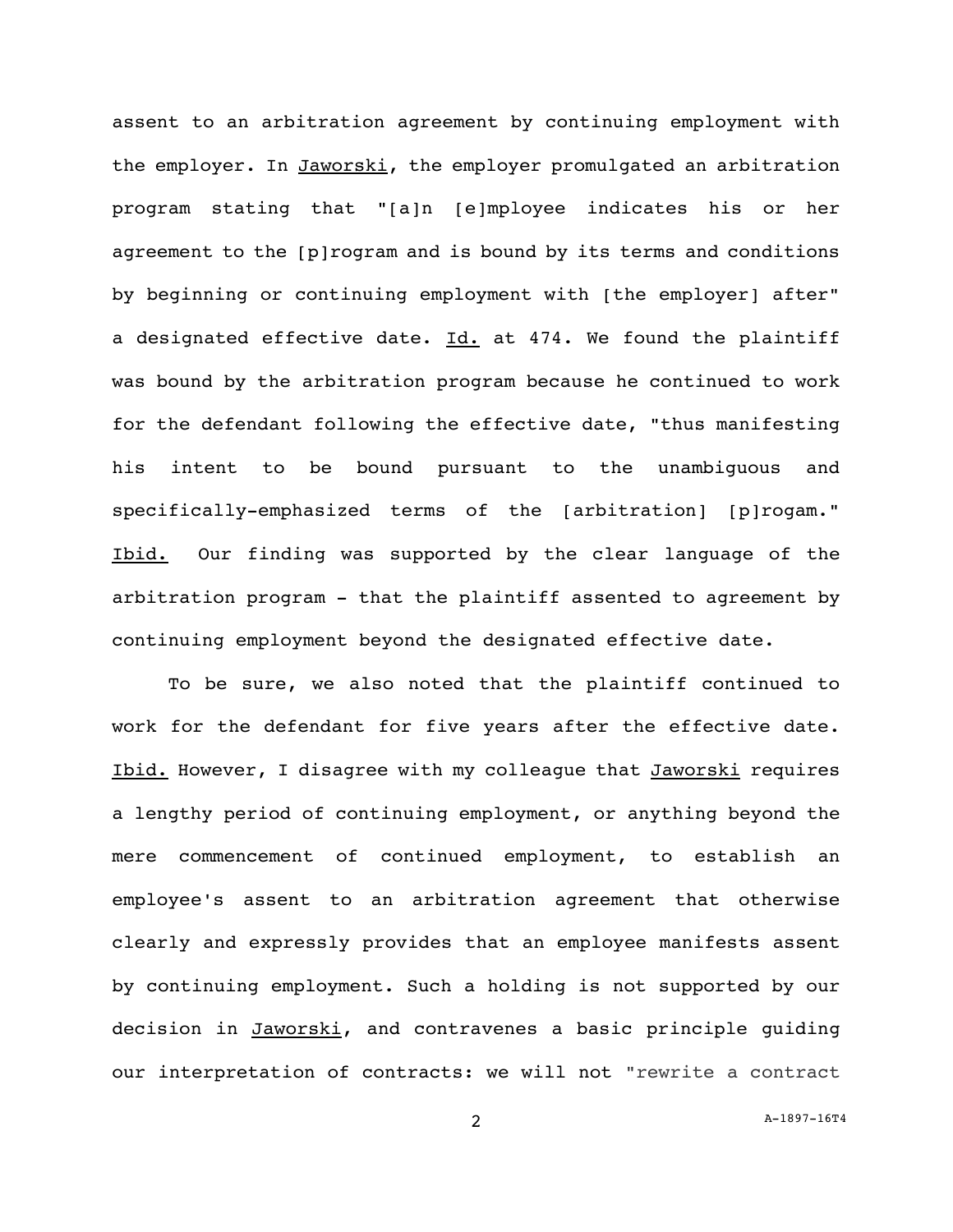assent to an arbitration agreement by continuing employment with the employer. In Jaworski, the employer promulgated an arbitration program stating that "[a]n [e]mployee indicates his or her agreement to the [p]rogram and is bound by its terms and conditions by beginning or continuing employment with [the employer] after" a designated effective date. Id. at 474. We found the plaintiff was bound by the arbitration program because he continued to work for the defendant following the effective date, "thus manifesting his intent to be bound pursuant to the unambiguous and specifically-emphasized terms of the [arbitration] [p]rogam." Ibid. Our finding was supported by the clear language of the arbitration program - that the plaintiff assented to agreement by continuing employment beyond the designated effective date.

To be sure, we also noted that the plaintiff continued to work for the defendant for five years after the effective date. Ibid. However, I disagree with my colleague that Jaworski requires a lengthy period of continuing employment, or anything beyond the mere commencement of continued employment, to establish an employee's assent to an arbitration agreement that otherwise clearly and expressly provides that an employee manifests assent by continuing employment. Such a holding is not supported by our decision in Jaworski, and contravenes a basic principle guiding our interpretation of contracts: we will not "rewrite a contract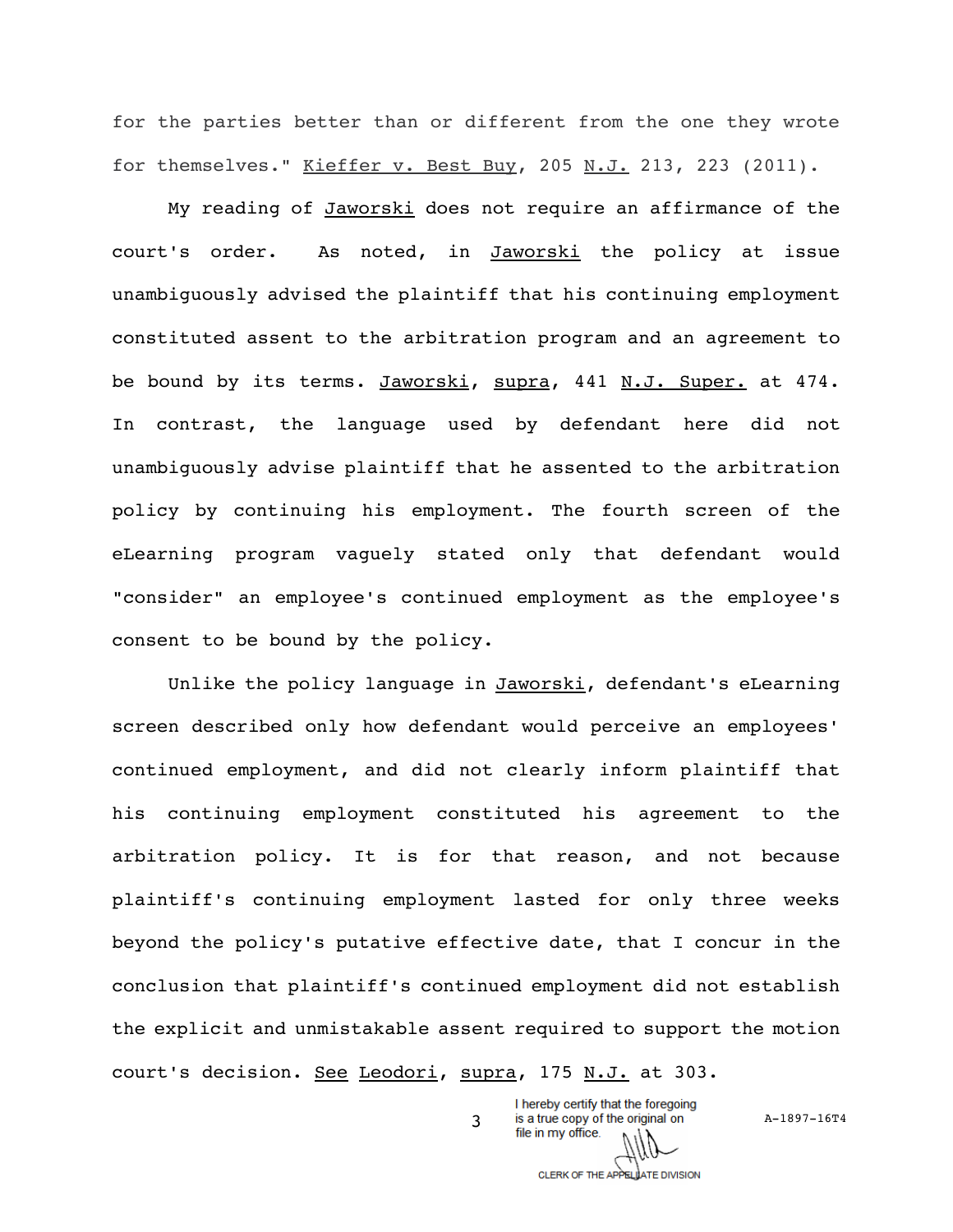for the parties better than or different from the one they wrote for themselves." Kieffer v. Best Buy, 205 N.J. 213, 223 (2011).

My reading of Jaworski does not require an affirmance of the court's order. As noted, in Jaworski the policy at issue unambiguously advised the plaintiff that his continuing employment constituted assent to the arbitration program and an agreement to be bound by its terms. Jaworski, supra, 441 N.J. Super. at 474. In contrast, the language used by defendant here did not unambiguously advise plaintiff that he assented to the arbitration policy by continuing his employment. The fourth screen of the eLearning program vaguely stated only that defendant would "consider" an employee's continued employment as the employee's consent to be bound by the policy.

Unlike the policy language in Jaworski, defendant's eLearning screen described only how defendant would perceive an employees' continued employment, and did not clearly inform plaintiff that his continuing employment constituted his agreement to the arbitration policy. It is for that reason, and not because plaintiff's continuing employment lasted for only three weeks beyond the policy's putative effective date, that I concur in the conclusion that plaintiff's continued employment did not establish the explicit and unmistakable assent required to support the motion court's decision. See Leodori, supra, 175 N.J. at 303.

I hereby certify that the foregoing is a true copy of the original on file in my office.

CLERK OF THE APPELLATE DIVISION

A-1897-16T4